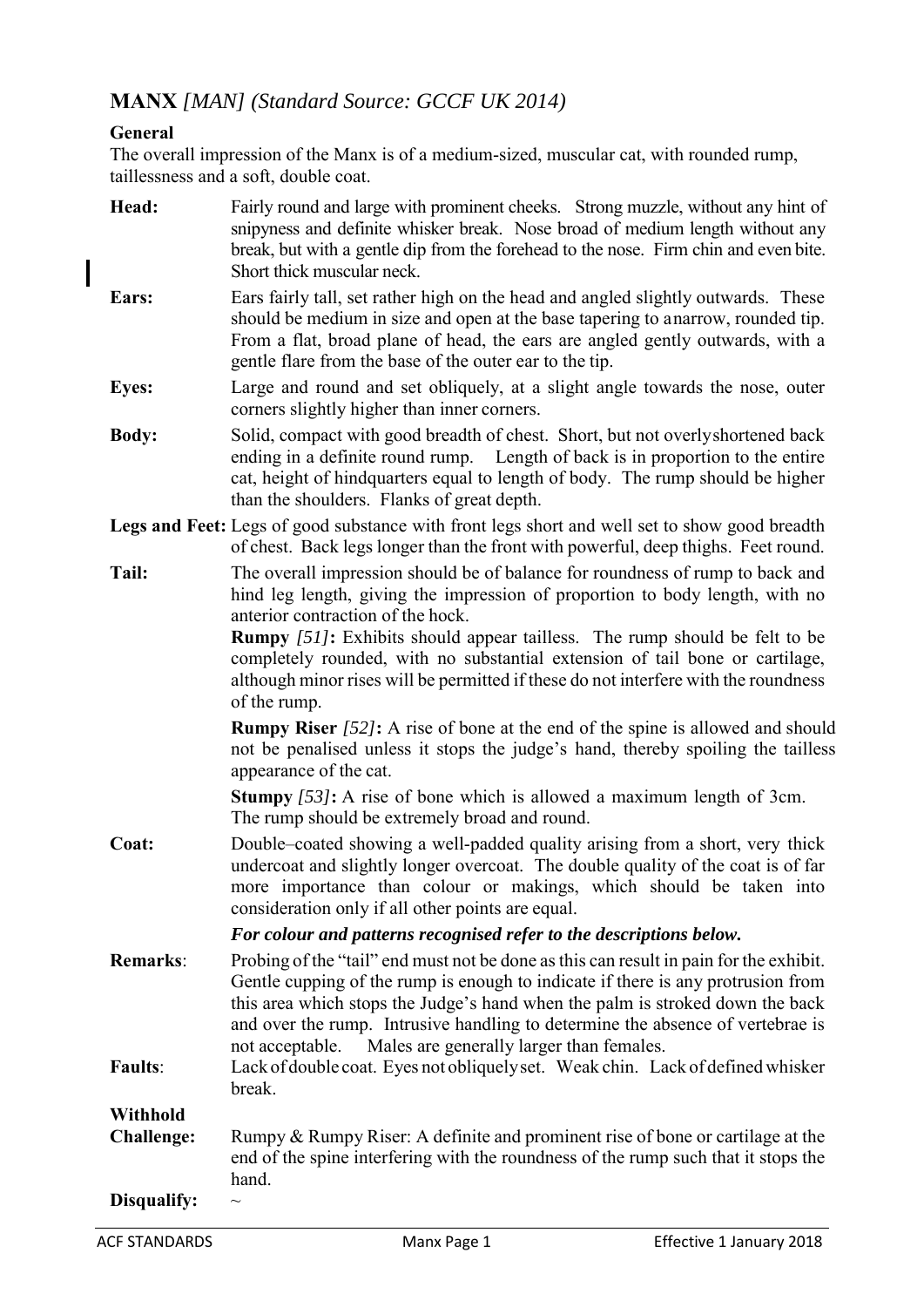# **MANX** *[MAN] (Standard Source: GCCF UK 2014)*

**General**

The overall impression of the Manx is of a medium-sized, muscular cat, with rounded rump, taillessness and a soft, double coat.

**Head:** Fairly round and large with prominent cheeks. Strong muzzle, without any hint of snipyness and definite whisker break. Nose broad of medium length without any break, but with a gentle dip from the forehead to the nose. Firm chin and even bite. Short thick muscular neck.

**Ears:** Ears fairly tall, set rather high on the head and angled slightly outwards. These should be medium in size and open at the base tapering to anarrow, rounded tip. From a flat, broad plane of head, the ears are angled gently outwards, with a gentle flare from the base of the outer ear to the tip.

**Eyes:** Large and round and set obliquely, at a slight angle towards the nose, outer corners slightly higher than inner corners.

**Body:** Solid, compact with good breadth of chest. Short, but not overlyshortened back ending in a definite round rump. Length of back is in proportion to the entire cat, height of hindquarters equal to length of body. The rump should be higher than the shoulders. Flanks of great depth.

**Legs and Feet:** Legs of good substance with front legs short and well set to show good breadth of chest. Back legs longer than the front with powerful, deep thighs. Feet round.

**Tail:** The overall impression should be of balance for roundness of rump to back and hind leg length, giving the impression of proportion to body length, with no anterior contraction of the hock.

**Rumpy** *[51]***:** Exhibits should appear tailless. The rump should be felt to be completely rounded, with no substantial extension of tail bone or cartilage, although minor rises will be permitted if these do not interfere with the roundness of the rump.

**Rumpy Riser** *[52]***:** A rise of bone at the end of the spine is allowed and should not be penalised unless it stops the judge's hand, thereby spoiling the tailless appearance of the cat.

**Stumpy** *[53]***:** A rise of bone which is allowed a maximum length of 3cm. The rump should be extremely broad and round.

**Coat:** Double–coated showing a well-padded quality arising from a short, very thick undercoat and slightly longer overcoat. The double quality of the coat is of far more importance than colour or makings, which should be taken into consideration only if all other points are equal.

***For colour and patterns recognised refer to the descriptions below.***

**Remarks**: Probing of the "tail" end must not be done as this can result in pain for the exhibit. Gentle cupping of the rump is enough to indicate if there is any protrusion from this area which stops the Judge's hand when the palm is stroked down the back and over the rump. Intrusive handling to determine the absence of vertebrae is not acceptable. Males are generally larger than females.

**Faults**: Lack of double coat. Eyes not obliquely set. Weak chin. Lack of defined whisker break.

**Withhold Challenge:** Rumpy & Rumpy Riser: A definite and prominent rise of bone or cartilage at the end of the spine interfering with the roundness of the rump such that it stops the hand.

**Disqualify:** ~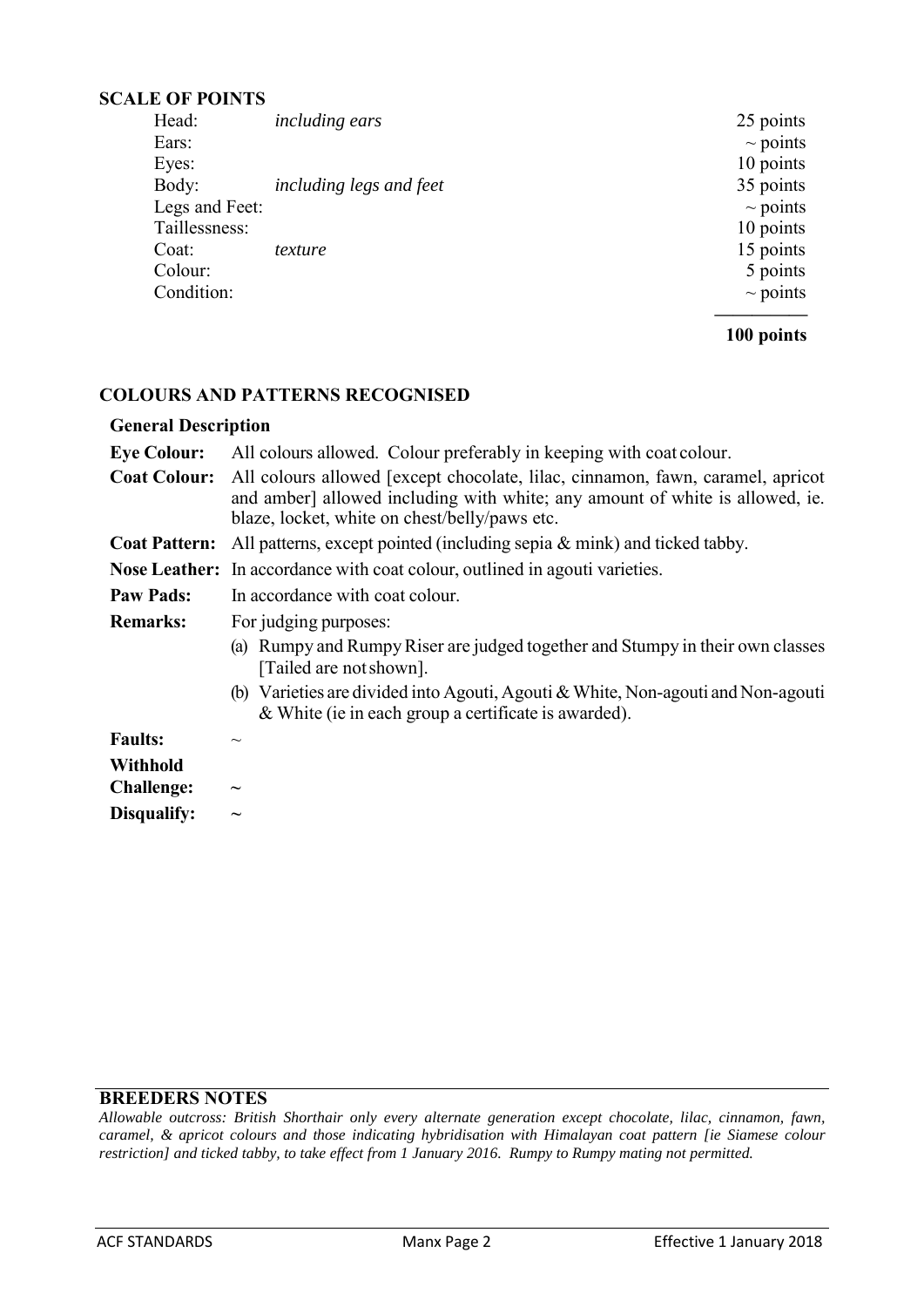**SCALE OF POINTS**

| | | |
|---|---|---|
| Head: | *including ears* | 25 points |
| Ears: | | ~ points |
| Eyes: | | 10 points |
| Body: | *including legs and feet* | 35 points |
| Legs and Feet: | | ~ points |
| Taillessness: | | 10 points |
| Coat: | *texture* | 15 points |
| Colour: | | 5 points |
| Condition: | | ~ points |
| | | **100 points** |

**COLOURS AND PATTERNS RECOGNISED**

**General Description**

**Eye Colour:** All colours allowed. Colour preferably in keeping with coat colour.

**Coat Colour:** All colours allowed [except chocolate, lilac, cinnamon, fawn, caramel, apricot and amber] allowed including with white; any amount of white is allowed, ie. blaze, locket, white on chest/belly/paws etc.

**Coat Pattern:** All patterns, except pointed (including sepia & mink) and ticked tabby.

**Nose Leather:** In accordance with coat colour, outlined in agouti varieties.

**Paw Pads:** In accordance with coat colour.

**Remarks:** For judging purposes:

(a) Rumpy and Rumpy Riser are judged together and Stumpy in their own classes [Tailed are not shown].

(b) Varieties are divided into Agouti, Agouti & White, Non-agouti and Non-agouti & White (ie in each group a certificate is awarded).

**Faults:** ~

**Withhold Challenge:** ~

**Disqualify:** ~

**BREEDERS NOTES**

*Allowable outcross: British Shorthair only every alternate generation except chocolate, lilac, cinnamon, fawn, caramel, & apricot colours and those indicating hybridisation with Himalayan coat pattern [ie Siamese colour restriction] and ticked tabby, to take effect from 1 January 2016. Rumpy to Rumpy mating not permitted.*